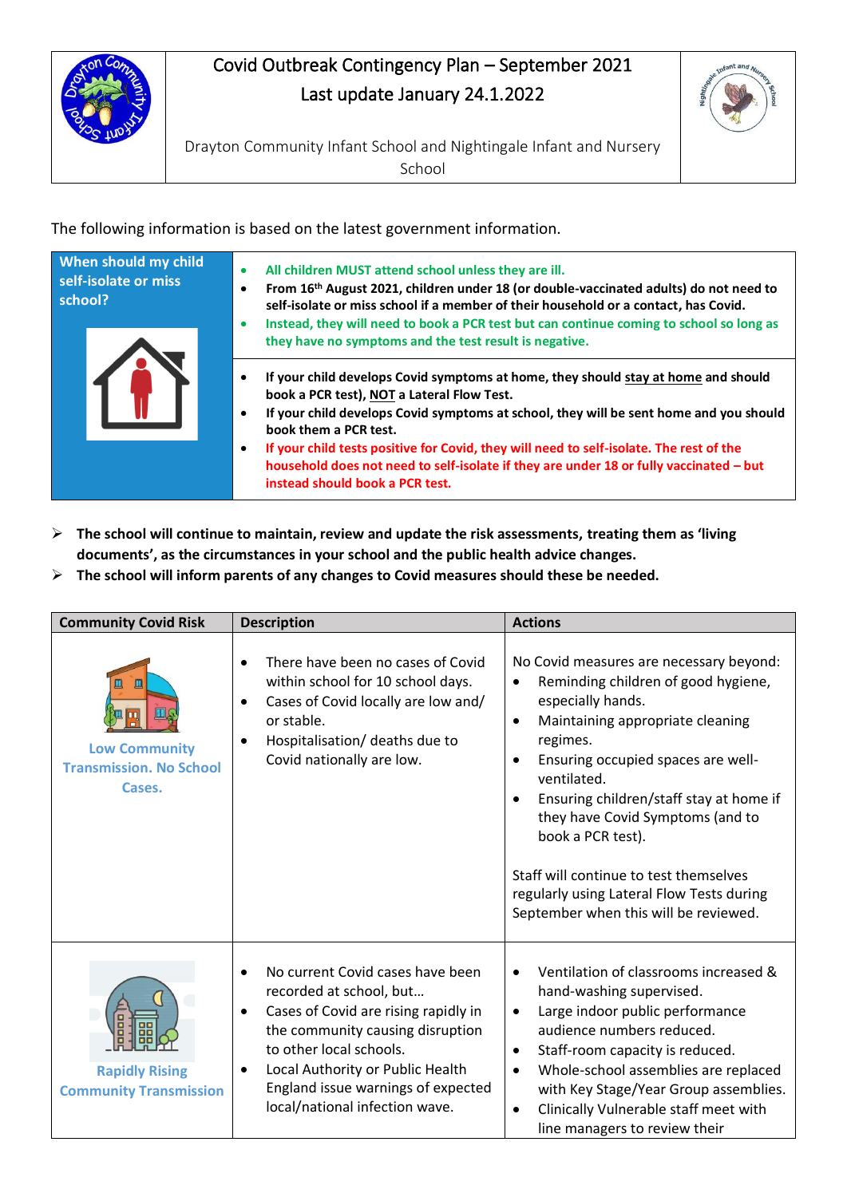# Covid Outbreak Contingency Plan – September 2021

Last update January 24.1.2022

Drayton Community Infant School and Nightingale Infant and Nursery School

The following information is based on the latest government information.

| When should my child self-isolate or miss school? | |
|---|---|
| | • **All children MUST attend school unless they are ill.**<br>• **From 16th August 2021, children under 18 (or double-vaccinated adults) do not need to self-isolate or miss school if a member of their household or a contact, has Covid.**<br>• **Instead, they will need to book a PCR test but can continue coming to school so long as they have no symptoms and the test result is negative.** |
| | • **If your child develops Covid symptoms at home, they should stay at home and should book a PCR test), NOT a Lateral Flow Test.**<br>• **If your child develops Covid symptoms at school, they will be sent home and you should book them a PCR test.**<br>• **If your child tests positive for Covid, they will need to self-isolate. The rest of the household does not need to self-isolate if they are under 18 or fully vaccinated – but instead should book a PCR test.** |

- **The school will continue to maintain, review and update the risk assessments, treating them as 'living documents', as the circumstances in your school and the public health advice changes.**
- **The school will inform parents of any changes to Covid measures should these be needed.**

| Community Covid Risk | Description | Actions |
|---|---|---|
| **Low Community Transmission. No School Cases.** | • There have been no cases of Covid within school for 10 school days.<br>• Cases of Covid locally are low and/ or stable.<br>• Hospitalisation/ deaths due to Covid nationally are low. | No Covid measures are necessary beyond:<br>• Reminding children of good hygiene, especially hands.<br>• Maintaining appropriate cleaning regimes.<br>• Ensuring occupied spaces are well-ventilated.<br>• Ensuring children/staff stay at home if they have Covid Symptoms (and to book a PCR test).<br><br>Staff will continue to test themselves regularly using Lateral Flow Tests during September when this will be reviewed. |
| **Rapidly Rising Community Transmission** | • No current Covid cases have been recorded at school, but…<br>• Cases of Covid are rising rapidly in the community causing disruption to other local schools.<br>• Local Authority or Public Health England issue warnings of expected local/national infection wave. | • Ventilation of classrooms increased & hand-washing supervised.<br>• Large indoor public performance audience numbers reduced.<br>• Staff-room capacity is reduced.<br>• Whole-school assemblies are replaced with Key Stage/Year Group assemblies.<br>• Clinically Vulnerable staff meet with line managers to review their |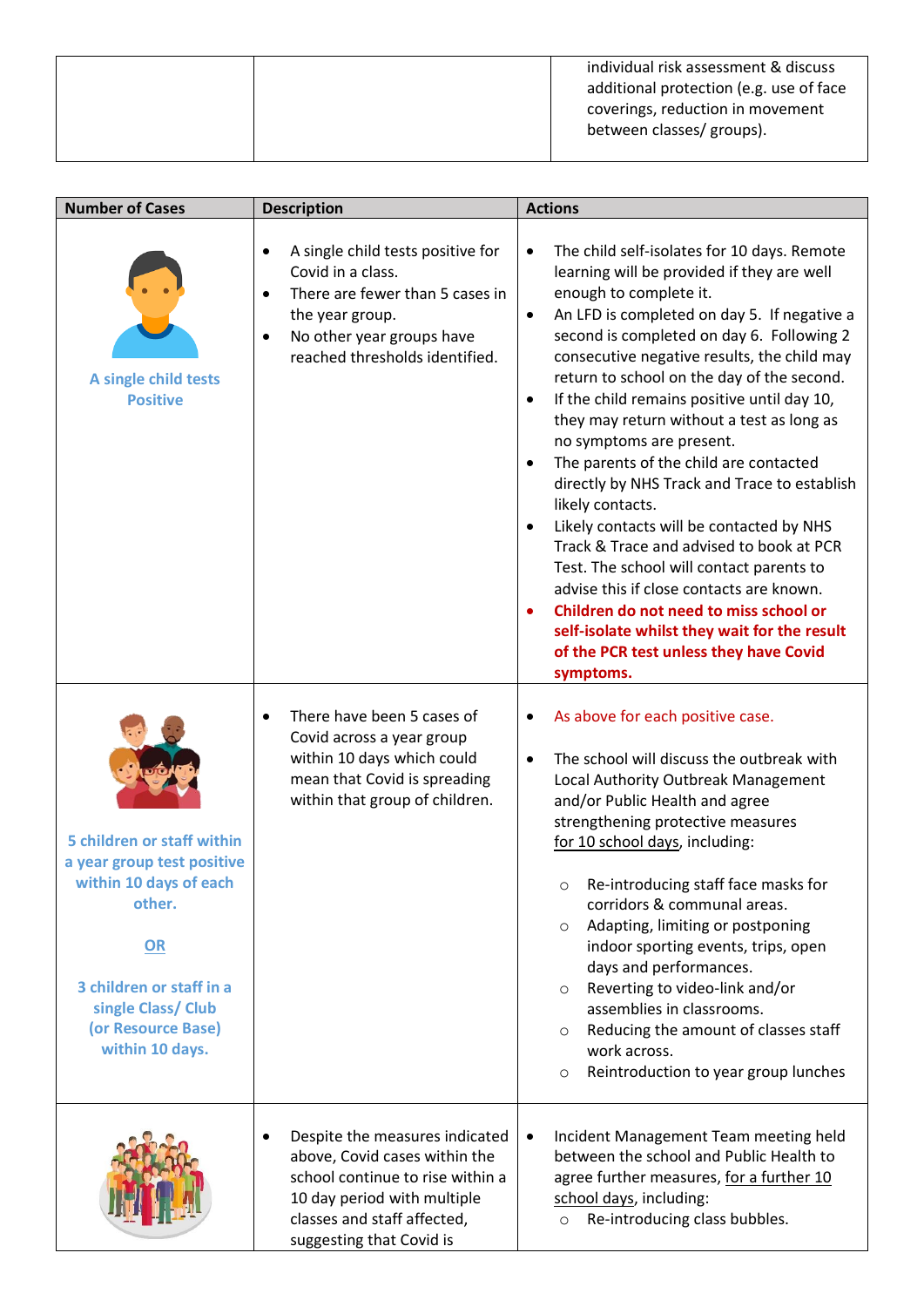| | | individual risk assessment & discuss additional protection (e.g. use of face coverings, reduction in movement between classes/ groups). |
|---|---|---|

| Number of Cases | Description | Actions |
|---|---|---|
| **A single child tests Positive** | • A single child tests positive for Covid in a class.<br>• There are fewer than 5 cases in the year group.<br>• No other year groups have reached thresholds identified. | • The child self-isolates for 10 days. Remote learning will be provided if they are well enough to complete it.<br>• An LFD is completed on day 5. If negative a second is completed on day 6. Following 2 consecutive negative results, the child may return to school on the day of the second.<br>• If the child remains positive until day 10, they may return without a test as long as no symptoms are present.<br>• The parents of the child are contacted directly by NHS Track and Trace to establish likely contacts.<br>• Likely contacts will be contacted by NHS Track & Trace and advised to book at PCR Test. The school will contact parents to advise this if close contacts are known.<br>• **Children do not need to miss school or self-isolate whilst they wait for the result of the PCR test unless they have Covid symptoms.** |
| **5 children or staff within a year group test positive within 10 days of each other.**<br><br>**OR**<br><br>**3 children or staff in a single Class/ Club (or Resource Base) within 10 days.** | • There have been 5 cases of Covid across a year group within 10 days which could mean that Covid is spreading within that group of children. | • As above for each positive case.<br>• The school will discuss the outbreak with Local Authority Outbreak Management and/or Public Health and agree strengthening protective measures for 10 school days, including:<br>&nbsp;&nbsp;○ Re-introducing staff face masks for corridors & communal areas.<br>&nbsp;&nbsp;○ Adapting, limiting or postponing indoor sporting events, trips, open days and performances.<br>&nbsp;&nbsp;○ Reverting to video-link and/or assemblies in classrooms.<br>&nbsp;&nbsp;○ Reducing the amount of classes staff work across.<br>&nbsp;&nbsp;○ Reintroduction to year group lunches |
| | • Despite the measures indicated above, Covid cases within the school continue to rise within a 10 day period with multiple classes and staff affected, suggesting that Covid is | • Incident Management Team meeting held between the school and Public Health to agree further measures, for a further 10 school days, including:<br>&nbsp;&nbsp;○ Re-introducing class bubbles. |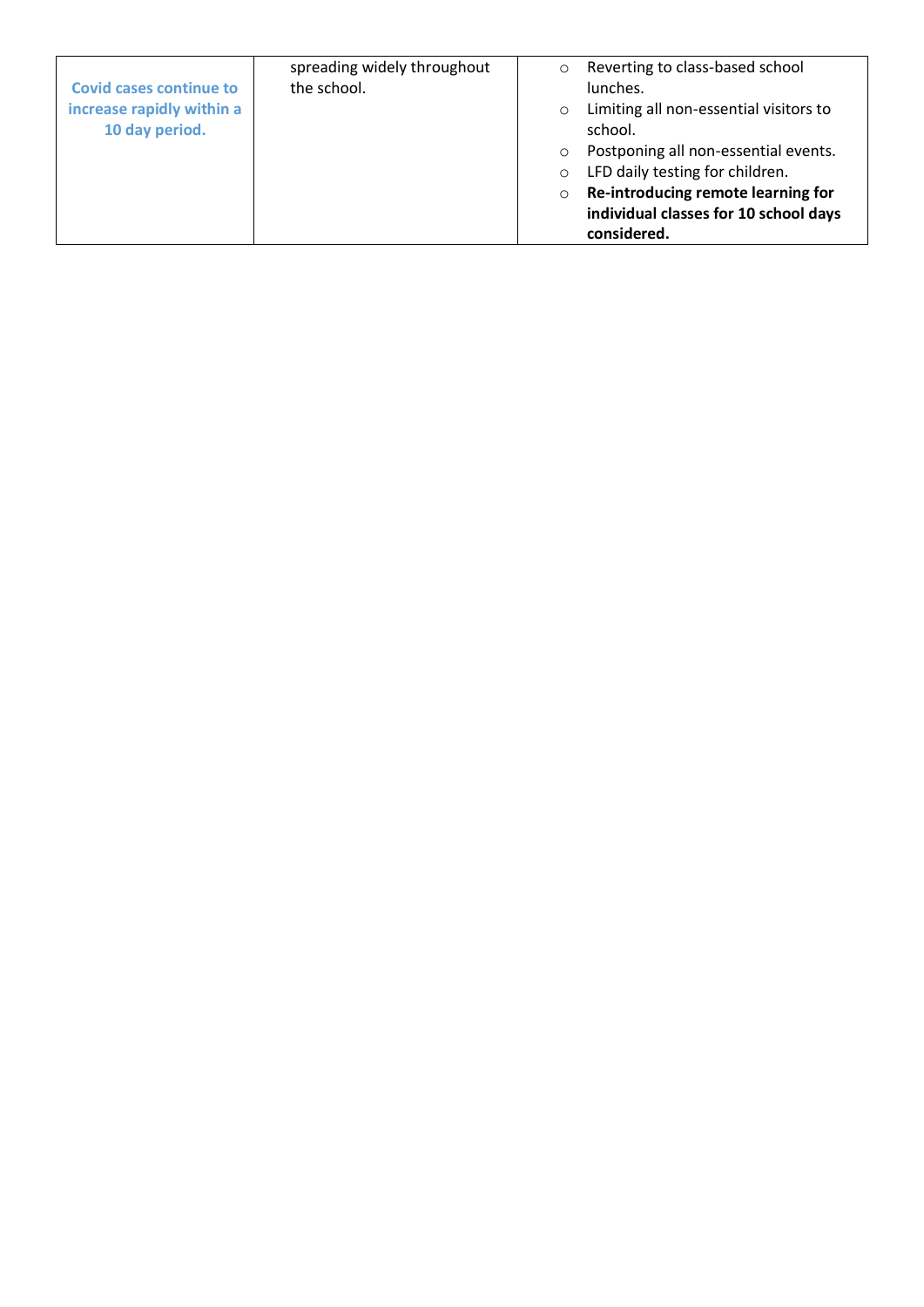| | | |
|---|---|---|
| **Covid cases continue to increase rapidly within a 10 day period.** | spreading widely throughout the school. | ○ Reverting to class-based school lunches.<br>○ Limiting all non-essential visitors to school.<br>○ Postponing all non-essential events.<br>○ LFD daily testing for children.<br>○ **Re-introducing remote learning for individual classes for 10 school days considered.** |